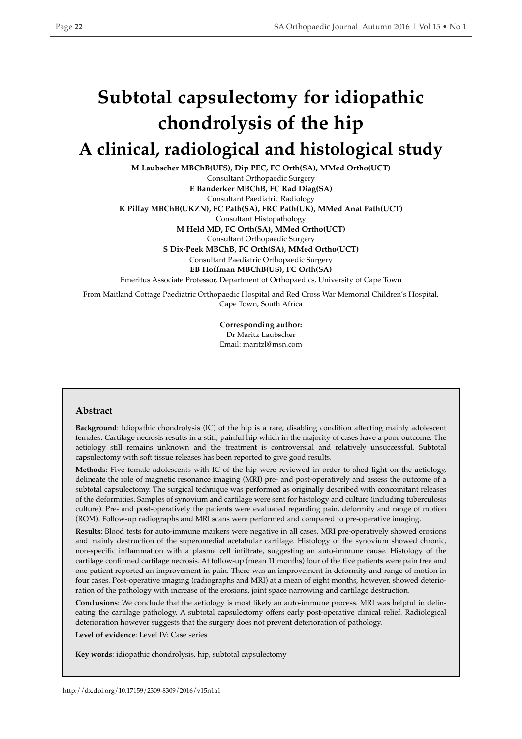# Subtotal capsulectomy for idiopathic chondrolysis of the hip

## A clinical, radiological and histological study

**M Laubscher MBChB(UFS), Dip PEC, FC Orth(SA), MMed Ortho(UCT)**
Consultant Orthopaedic Surgery
**E Banderker MBChB, FC Rad Diag(SA)**
Consultant Paediatric Radiology
**K Pillay MBChB(UKZN), FC Path(SA), FRC Path(UK), MMed Anat Path(UCT)**
Consultant Histopathology
**M Held MD, FC Orth(SA), MMed Ortho(UCT)**
Consultant Orthopaedic Surgery
**S Dix-Peek MBChB, FC Orth(SA), MMed Ortho(UCT)**
Consultant Paediatric Orthopaedic Surgery
**EB Hoffman MBChB(US), FC Orth(SA)**
Emeritus Associate Professor, Department of Orthopaedics, University of Cape Town

From Maitland Cottage Paediatric Orthopaedic Hospital and Red Cross War Memorial Children's Hospital, Cape Town, South Africa

**Corresponding author:**
Dr Maritz Laubscher
Email: maritzl@msn.com

### Abstract

**Background**: Idiopathic chondrolysis (IC) of the hip is a rare, disabling condition affecting mainly adolescent females. Cartilage necrosis results in a stiff, painful hip which in the majority of cases have a poor outcome. The aetiology still remains unknown and the treatment is controversial and relatively unsuccessful. Subtotal capsulectomy with soft tissue releases has been reported to give good results.

**Methods**: Five female adolescents with IC of the hip were reviewed in order to shed light on the aetiology, delineate the role of magnetic resonance imaging (MRI) pre- and post-operatively and assess the outcome of a subtotal capsulectomy. The surgical technique was performed as originally described with concomitant releases of the deformities. Samples of synovium and cartilage were sent for histology and culture (including tuberculosis culture). Pre- and post-operatively the patients were evaluated regarding pain, deformity and range of motion (ROM). Follow-up radiographs and MRI scans were performed and compared to pre-operative imaging.

**Results**: Blood tests for auto-immune markers were negative in all cases. MRI pre-operatively showed erosions and mainly destruction of the superomedial acetabular cartilage. Histology of the synovium showed chronic, non-specific inflammation with a plasma cell infiltrate, suggesting an auto-immune cause. Histology of the cartilage confirmed cartilage necrosis. At follow-up (mean 11 months) four of the five patients were pain free and one patient reported an improvement in pain. There was an improvement in deformity and range of motion in four cases. Post-operative imaging (radiographs and MRI) at a mean of eight months, however, showed deterioration of the pathology with increase of the erosions, joint space narrowing and cartilage destruction.

**Conclusions**: We conclude that the aetiology is most likely an auto-immune process. MRI was helpful in delineating the cartilage pathology. A subtotal capsulectomy offers early post-operative clinical relief. Radiological deterioration however suggests that the surgery does not prevent deterioration of pathology.

**Level of evidence**: Level IV: Case series

**Key words**: idiopathic chondrolysis, hip, subtotal capsulectomy

http://dx.doi.org/10.17159/2309-8309/2016/v15n1a1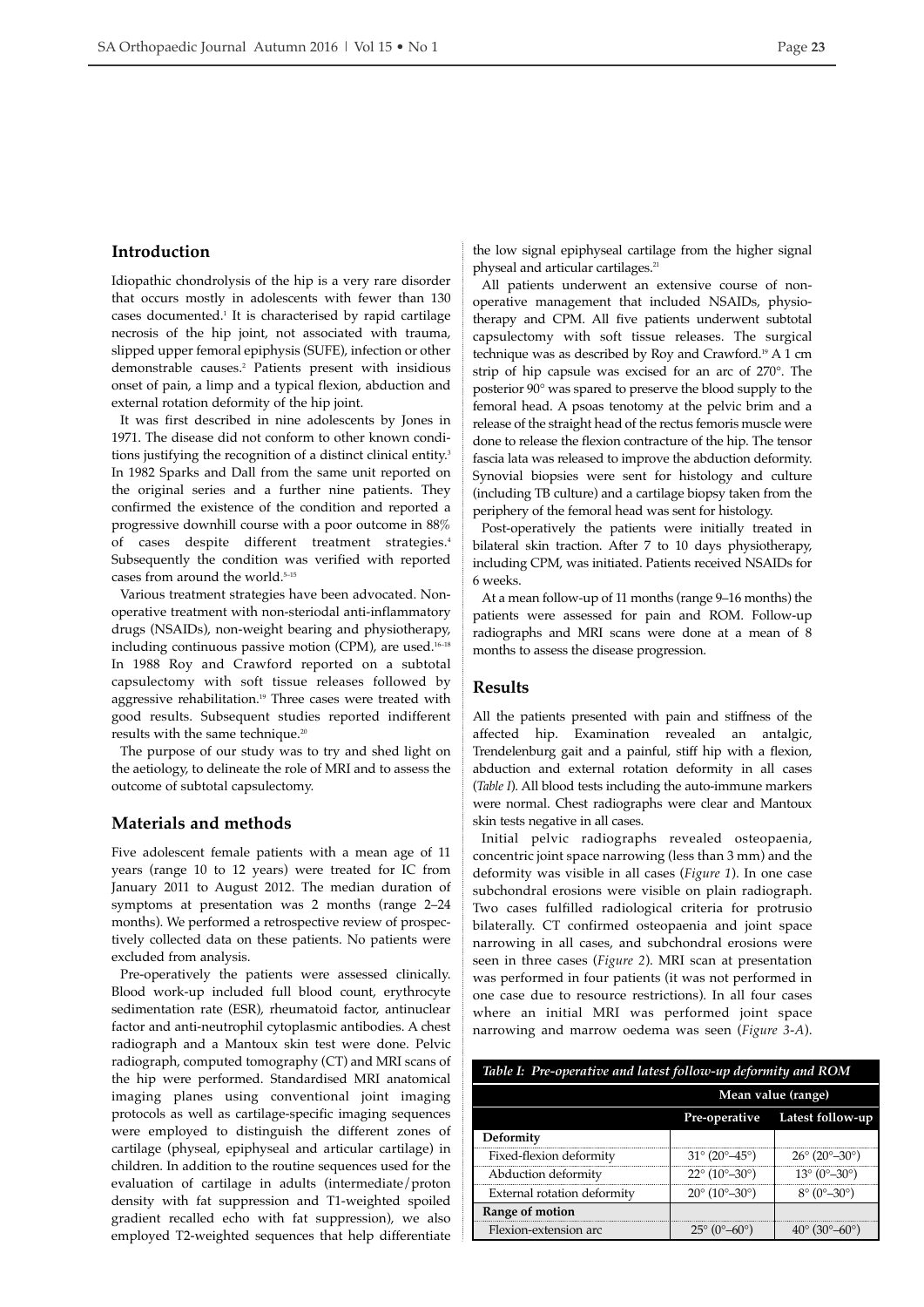## Introduction

Idiopathic chondrolysis of the hip is a very rare disorder that occurs mostly in adolescents with fewer than 130 cases documented.[1] It is characterised by rapid cartilage necrosis of the hip joint, not associated with trauma, slipped upper femoral epiphysis (SUFE), infection or other demonstrable causes.[2] Patients present with insidious onset of pain, a limp and a typical flexion, abduction and external rotation deformity of the hip joint.

It was first described in nine adolescents by Jones in 1971. The disease did not conform to other known conditions justifying the recognition of a distinct clinical entity.[3] In 1982 Sparks and Dall from the same unit reported on the original series and a further nine patients. They confirmed the existence of the condition and reported a progressive downhill course with a poor outcome in 88% of cases despite different treatment strategies.[4] Subsequently the condition was verified with reported cases from around the world.[5–15]

Various treatment strategies have been advocated. Non-operative treatment with non-steriodal anti-inflammatory drugs (NSAIDs), non-weight bearing and physiotherapy, including continuous passive motion (CPM), are used.[16–18] In 1988 Roy and Crawford reported on a subtotal capsulectomy with soft tissue releases followed by aggressive rehabilitation.[19] Three cases were treated with good results. Subsequent studies reported indifferent results with the same technique.[20]

The purpose of our study was to try and shed light on the aetiology, to delineate the role of MRI and to assess the outcome of subtotal capsulectomy.

## Materials and methods

Five adolescent female patients with a mean age of 11 years (range 10 to 12 years) were treated for IC from January 2011 to August 2012. The median duration of symptoms at presentation was 2 months (range 2–24 months). We performed a retrospective review of prospectively collected data on these patients. No patients were excluded from analysis.

Pre-operatively the patients were assessed clinically. Blood work-up included full blood count, erythrocyte sedimentation rate (ESR), rheumatoid factor, antinuclear factor and anti-neutrophil cytoplasmic antibodies. A chest radiograph and a Mantoux skin test were done. Pelvic radiograph, computed tomography (CT) and MRI scans of the hip were performed. Standardised MRI anatomical imaging planes using conventional joint imaging protocols as well as cartilage-specific imaging sequences were employed to distinguish the different zones of cartilage (physeal, epiphyseal and articular cartilage) in children. In addition to the routine sequences used for the evaluation of cartilage in adults (intermediate/proton density with fat suppression and T1-weighted spoiled gradient recalled echo with fat suppression), we also employed T2-weighted sequences that help differentiate the low signal epiphyseal cartilage from the higher signal physeal and articular cartilages.[21]

All patients underwent an extensive course of non-operative management that included NSAIDs, physiotherapy and CPM. All five patients underwent subtotal capsulectomy with soft tissue releases. The surgical technique was as described by Roy and Crawford.[19] A 1 cm strip of hip capsule was excised for an arc of 270°. The posterior 90° was spared to preserve the blood supply to the femoral head. A psoas tenotomy at the pelvic brim and a release of the straight head of the rectus femoris muscle were done to release the flexion contracture of the hip. The tensor fascia lata was released to improve the abduction deformity. Synovial biopsies were sent for histology and culture (including TB culture) and a cartilage biopsy taken from the periphery of the femoral head was sent for histology.

Post-operatively the patients were initially treated in bilateral skin traction. After 7 to 10 days physiotherapy, including CPM, was initiated. Patients received NSAIDs for 6 weeks.

At a mean follow-up of 11 months (range 9–16 months) the patients were assessed for pain and ROM. Follow-up radiographs and MRI scans were done at a mean of 8 months to assess the disease progression.

## Results

All the patients presented with pain and stiffness of the affected hip. Examination revealed an antalgic, Trendelenburg gait and a painful, stiff hip with a flexion, abduction and external rotation deformity in all cases (*Table I*). All blood tests including the auto-immune markers were normal. Chest radiographs were clear and Mantoux skin tests negative in all cases.

Initial pelvic radiographs revealed osteopaenia, concentric joint space narrowing (less than 3 mm) and the deformity was visible in all cases (*Figure 1*). In one case subchondral erosions were visible on plain radiograph. Two cases fulfilled radiological criteria for protrusio bilaterally. CT confirmed osteopaenia and joint space narrowing in all cases, and subchondral erosions were seen in three cases (*Figure 2*). MRI scan at presentation was performed in four patients (it was not performed in one case due to resource restrictions). In all four cases where an initial MRI was performed joint space narrowing and marrow oedema was seen (*Figure 3-A*).

*Table I: Pre-operative and latest follow-up deformity and ROM*

| | Mean value (range) | |
|---|---|---|
| | **Pre-operative** | **Latest follow-up** |
| **Deformity** | | |
| Fixed-flexion deformity | 31° (20°–45°) | 26° (20°–30°) |
| Abduction deformity | 22° (10°–30°) | 13° (0°–30°) |
| External rotation deformity | 20° (10°–30°) | 8° (0°–30°) |
| **Range of motion** | | |
| Flexion-extension arc | 25° (0°–60°) | 40° (30°–60°) |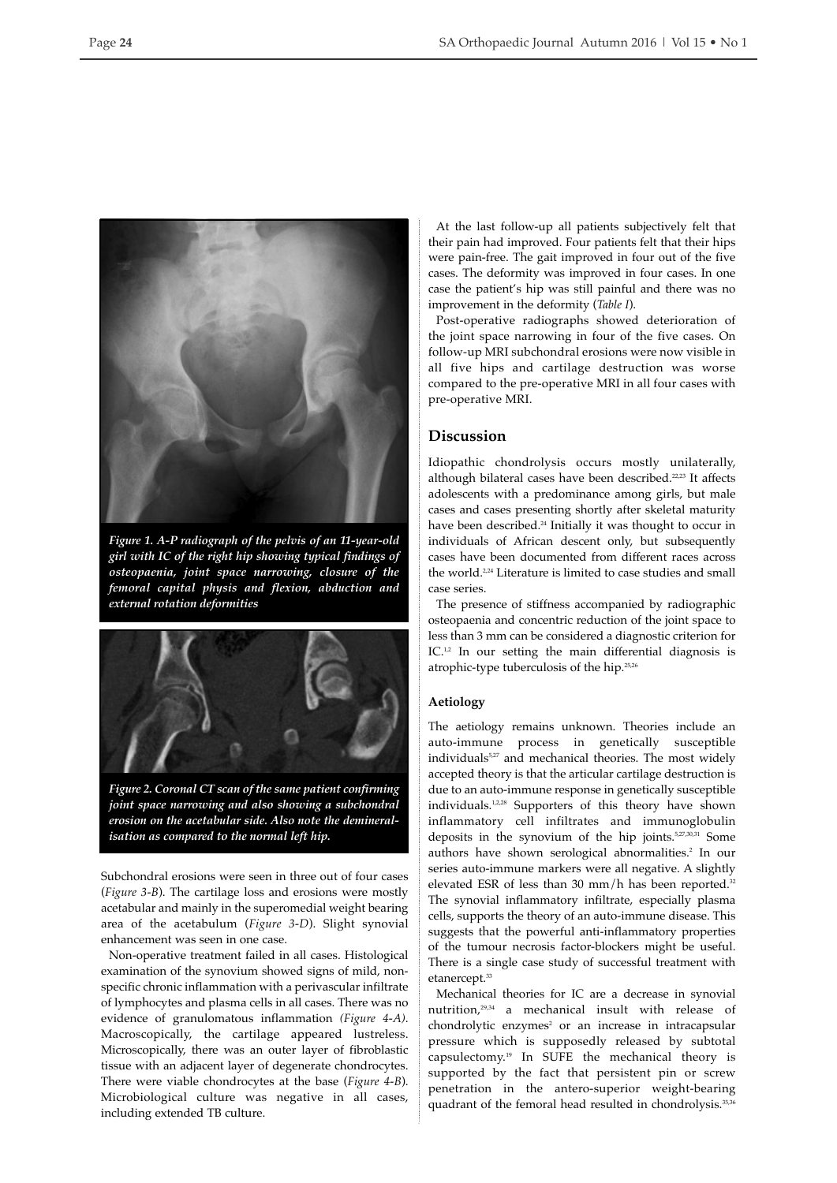*Figure 1. A-P radiograph of the pelvis of an 11-year-old girl with IC of the right hip showing typical findings of osteopaenia, joint space narrowing, closure of the femoral capital physis and flexion, abduction and external rotation deformities*

*Figure 2. Coronal CT scan of the same patient confirming joint space narrowing and also showing a subchondral erosion on the acetabular side. Also note the demineralisation as compared to the normal left hip.*

Subchondral erosions were seen in three out of four cases (*Figure 3-B*). The cartilage loss and erosions were mostly acetabular and mainly in the superomedial weight bearing area of the acetabulum (*Figure 3-D*). Slight synovial enhancement was seen in one case.

Non-operative treatment failed in all cases. Histological examination of the synovium showed signs of mild, non-specific chronic inflammation with a perivascular infiltrate of lymphocytes and plasma cells in all cases. There was no evidence of granulomatous inflammation *(Figure 4-A)*. Macroscopically, the cartilage appeared lustreless. Microscopically, there was an outer layer of fibroblastic tissue with an adjacent layer of degenerate chondrocytes. There were viable chondrocytes at the base (*Figure 4-B*). Microbiological culture was negative in all cases, including extended TB culture.

At the last follow-up all patients subjectively felt that their pain had improved. Four patients felt that their hips were pain-free. The gait improved in four out of the five cases. The deformity was improved in four cases. In one case the patient's hip was still painful and there was no improvement in the deformity (*Table I*).

Post-operative radiographs showed deterioration of the joint space narrowing in four of the five cases. On follow-up MRI subchondral erosions were now visible in all five hips and cartilage destruction was worse compared to the pre-operative MRI in all four cases with pre-operative MRI.

## Discussion

Idiopathic chondrolysis occurs mostly unilaterally, although bilateral cases have been described.[22,23] It affects adolescents with a predominance among girls, but male cases and cases presenting shortly after skeletal maturity have been described.[24] Initially it was thought to occur in individuals of African descent only, but subsequently cases have been documented from different races across the world.[2,24] Literature is limited to case studies and small case series.

The presence of stiffness accompanied by radiographic osteopaenia and concentric reduction of the joint space to less than 3 mm can be considered a diagnostic criterion for IC.[1,2] In our setting the main differential diagnosis is atrophic-type tuberculosis of the hip.[25,26]

### Aetiology

The aetiology remains unknown. Theories include an auto-immune process in genetically susceptible individuals[5,27] and mechanical theories. The most widely accepted theory is that the articular cartilage destruction is due to an auto-immune response in genetically susceptible individuals.[1,2,28] Supporters of this theory have shown inflammatory cell infiltrates and immunoglobulin deposits in the synovium of the hip joints.[5,27,30,31] Some authors have shown serological abnormalities.[2] In our series auto-immune markers were all negative. A slightly elevated ESR of less than 30 mm/h has been reported.[32] The synovial inflammatory infiltrate, especially plasma cells, supports the theory of an auto-immune disease. This suggests that the powerful anti-inflammatory properties of the tumour necrosis factor-blockers might be useful. There is a single case study of successful treatment with etanercept.[33]

Mechanical theories for IC are a decrease in synovial nutrition,[29,34] a mechanical insult with release of chondrolytic enzymes[2] or an increase in intracapsular pressure which is supposedly released by subtotal capsulectomy.[19] In SUFE the mechanical theory is supported by the fact that persistent pin or screw penetration in the antero-superior weight-bearing quadrant of the femoral head resulted in chondrolysis.[35,36]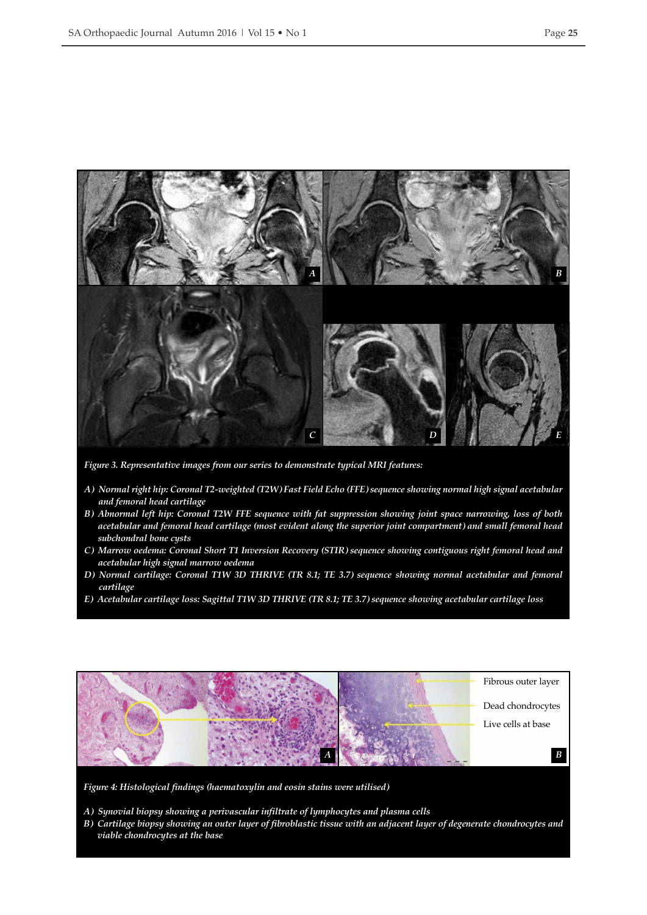*Figure 3. Representative images from our series to demonstrate typical MRI features:*

- *A) Normal right hip: Coronal T2-weighted (T2W) Fast Field Echo (FFE) sequence showing normal high signal acetabular and femoral head cartilage*
- *B) Abnormal left hip: Coronal T2W FFE sequence with fat suppression showing joint space narrowing, loss of both acetabular and femoral head cartilage (most evident along the superior joint compartment) and small femoral head subchondral bone cysts*
- *C) Marrow oedema: Coronal Short T1 Inversion Recovery (STIR) sequence showing contiguous right femoral head and acetabular high signal marrow oedema*
- *D) Normal cartilage: Coronal T1W 3D THRIVE (TR 8.1; TE 3.7) sequence showing normal acetabular and femoral cartilage*
- *E) Acetabular cartilage loss: Sagittal T1W 3D THRIVE (TR 8.1; TE 3.7) sequence showing acetabular cartilage loss*

Fibrous outer layer

Dead chondrocytes

Live cells at base

*Figure 4: Histological findings (haematoxylin and eosin stains were utilised)*

- *A) Synovial biopsy showing a perivascular infiltrate of lymphocytes and plasma cells*
- *B) Cartilage biopsy showing an outer layer of fibroblastic tissue with an adjacent layer of degenerate chondrocytes and viable chondrocytes at the base*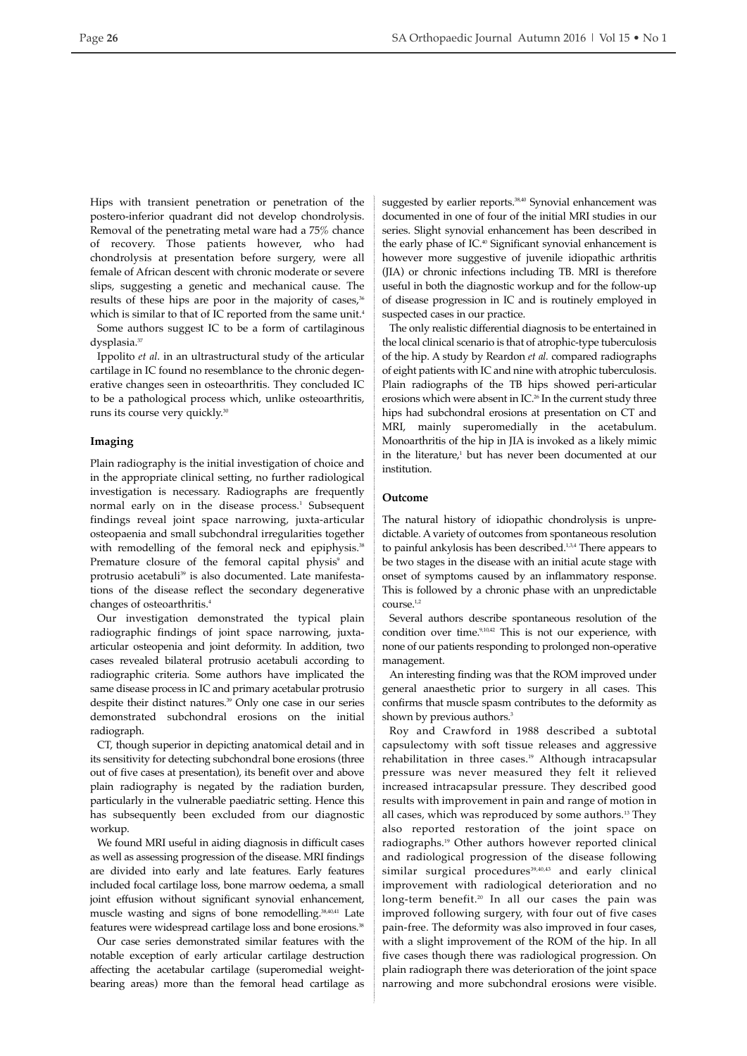Hips with transient penetration or penetration of the postero-inferior quadrant did not develop chondrolysis. Removal of the penetrating metal ware had a 75% chance of recovery. Those patients however, who had chondrolysis at presentation before surgery, were all female of African descent with chronic moderate or severe slips, suggesting a genetic and mechanical cause. The results of these hips are poor in the majority of cases,[36] which is similar to that of IC reported from the same unit.[4]

Some authors suggest IC to be a form of cartilaginous dysplasia.[37]

Ippolito *et al*. in an ultrastructural study of the articular cartilage in IC found no resemblance to the chronic degenerative changes seen in osteoarthritis. They concluded IC to be a pathological process which, unlike osteoarthritis, runs its course very quickly.[30]

#### Imaging

Plain radiography is the initial investigation of choice and in the appropriate clinical setting, no further radiological investigation is necessary. Radiographs are frequently normal early on in the disease process.[1] Subsequent findings reveal joint space narrowing, juxta-articular osteopaenia and small subchondral irregularities together with remodelling of the femoral neck and epiphysis.[38] Premature closure of the femoral capital physis[9] and protrusio acetabuli[39] is also documented. Late manifestations of the disease reflect the secondary degenerative changes of osteoarthritis.[4]

Our investigation demonstrated the typical plain radiographic findings of joint space narrowing, juxta-articular osteopenia and joint deformity. In addition, two cases revealed bilateral protrusio acetabuli according to radiographic criteria. Some authors have implicated the same disease process in IC and primary acetabular protrusio despite their distinct natures.[39] Only one case in our series demonstrated subchondral erosions on the initial radiograph.

CT, though superior in depicting anatomical detail and in its sensitivity for detecting subchondral bone erosions (three out of five cases at presentation), its benefit over and above plain radiography is negated by the radiation burden, particularly in the vulnerable paediatric setting. Hence this has subsequently been excluded from our diagnostic workup.

We found MRI useful in aiding diagnosis in difficult cases as well as assessing progression of the disease. MRI findings are divided into early and late features. Early features included focal cartilage loss, bone marrow oedema, a small joint effusion without significant synovial enhancement, muscle wasting and signs of bone remodelling.[38,40,41] Late features were widespread cartilage loss and bone erosions.[38]

Our case series demonstrated similar features with the notable exception of early articular cartilage destruction affecting the acetabular cartilage (superomedial weight-bearing areas) more than the femoral head cartilage as suggested by earlier reports.[38,40] Synovial enhancement was documented in one of four of the initial MRI studies in our series. Slight synovial enhancement has been described in the early phase of IC.[40] Significant synovial enhancement is however more suggestive of juvenile idiopathic arthritis (JIA) or chronic infections including TB. MRI is therefore useful in both the diagnostic workup and for the follow-up of disease progression in IC and is routinely employed in suspected cases in our practice.

The only realistic differential diagnosis to be entertained in the local clinical scenario is that of atrophic-type tuberculosis of the hip. A study by Reardon *et al.* compared radiographs of eight patients with IC and nine with atrophic tuberculosis. Plain radiographs of the TB hips showed peri-articular erosions which were absent in IC.[26] In the current study three hips had subchondral erosions at presentation on CT and MRI, mainly superomedially in the acetabulum. Monoarthritis of the hip in JIA is invoked as a likely mimic in the literature,[1] but has never been documented at our institution.

#### Outcome

The natural history of idiopathic chondrolysis is unpredictable. A variety of outcomes from spontaneous resolution to painful ankylosis has been described.[1,3,4] There appears to be two stages in the disease with an initial acute stage with onset of symptoms caused by an inflammatory response. This is followed by a chronic phase with an unpredictable course.[1,2]

Several authors describe spontaneous resolution of the condition over time.[9,10,42] This is not our experience, with none of our patients responding to prolonged non-operative management.

An interesting finding was that the ROM improved under general anaesthetic prior to surgery in all cases. This confirms that muscle spasm contributes to the deformity as shown by previous authors.[3]

Roy and Crawford in 1988 described a subtotal capsulectomy with soft tissue releases and aggressive rehabilitation in three cases.[19] Although intracapsular pressure was never measured they felt it relieved increased intracapsular pressure. They described good results with improvement in pain and range of motion in all cases, which was reproduced by some authors.[13] They also reported restoration of the joint space on radiographs.[19] Other authors however reported clinical and radiological progression of the disease following similar surgical procedures[39,40,43] and early clinical improvement with radiological deterioration and no long-term benefit.[20] In all our cases the pain was improved following surgery, with four out of five cases pain-free. The deformity was also improved in four cases, with a slight improvement of the ROM of the hip. In all five cases though there was radiological progression. On plain radiograph there was deterioration of the joint space narrowing and more subchondral erosions were visible.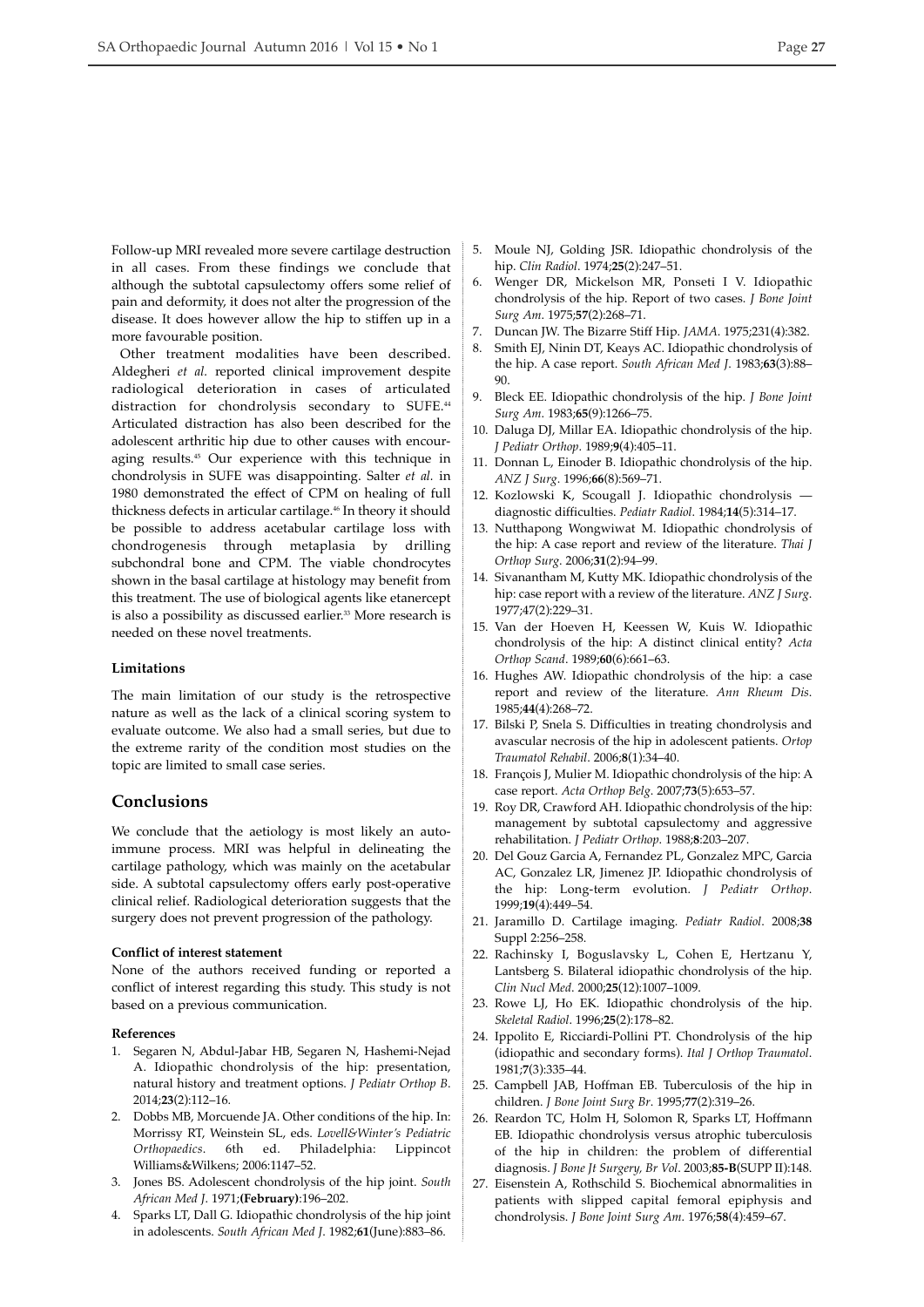Follow-up MRI revealed more severe cartilage destruction in all cases. From these findings we conclude that although the subtotal capsulectomy offers some relief of pain and deformity, it does not alter the progression of the disease. It does however allow the hip to stiffen up in a more favourable position.

Other treatment modalities have been described. Aldegheri *et al.* reported clinical improvement despite radiological deterioration in cases of articulated distraction for chondrolysis secondary to SUFE.[44] Articulated distraction has also been described for the adolescent arthritic hip due to other causes with encouraging results.[45] Our experience with this technique in chondrolysis in SUFE was disappointing. Salter *et al.* in 1980 demonstrated the effect of CPM on healing of full thickness defects in articular cartilage.[46] In theory it should be possible to address acetabular cartilage loss with chondrogenesis through metaplasia by drilling subchondral bone and CPM. The viable chondrocytes shown in the basal cartilage at histology may benefit from this treatment. The use of biological agents like etanercept is also a possibility as discussed earlier.[33] More research is needed on these novel treatments.

#### Limitations

The main limitation of our study is the retrospective nature as well as the lack of a clinical scoring system to evaluate outcome. We also had a small series, but due to the extreme rarity of the condition most studies on the topic are limited to small case series.

## Conclusions

We conclude that the aetiology is most likely an auto-immune process. MRI was helpful in delineating the cartilage pathology, which was mainly on the acetabular side. A subtotal capsulectomy offers early post-operative clinical relief. Radiological deterioration suggests that the surgery does not prevent progression of the pathology.

#### Conflict of interest statement

None of the authors received funding or reported a conflict of interest regarding this study. This study is not based on a previous communication.

#### References

1. Segaren N, Abdul-Jabar HB, Segaren N, Hashemi-Nejad A. Idiopathic chondrolysis of the hip: presentation, natural history and treatment options. *J Pediatr Orthop B*. 2014;**23**(2):112–16.
2. Dobbs MB, Morcuende JA. Other conditions of the hip. In: Morrissy RT, Weinstein SL, eds. *Lovell&Winter's Pediatric Orthopaedics*. 6th ed. Philadelphia: Lippincot Williams&Wilkens; 2006:1147–52.
3. Jones BS. Adolescent chondrolysis of the hip joint. *South African Med J*. 1971;**(February)**:196–202.
4. Sparks LT, Dall G. Idiopathic chondrolysis of the hip joint in adolescents. *South African Med J*. 1982;**61**(June):883–86.
5. Moule NJ, Golding JSR. Idiopathic chondrolysis of the hip. *Clin Radiol*. 1974;**25**(2):247–51.
6. Wenger DR, Mickelson MR, Ponseti I V. Idiopathic chondrolysis of the hip. Report of two cases. *J Bone Joint Surg Am*. 1975;**57**(2):268–71.
7. Duncan JW. The Bizarre Stiff Hip. *JAMA*. 1975;231(4):382.
8. Smith EJ, Ninin DT, Keays AC. Idiopathic chondrolysis of the hip. A case report. *South African Med J*. 1983;**63**(3):88–90.
9. Bleck EE. Idiopathic chondrolysis of the hip. *J Bone Joint Surg Am*. 1983;**65**(9):1266–75.
10. Daluga DJ, Millar EA. Idiopathic chondrolysis of the hip. *J Pediatr Orthop*. 1989;**9**(4):405–11.
11. Donnan L, Einoder B. Idiopathic chondrolysis of the hip. *ANZ J Surg*. 1996;**66**(8):569–71.
12. Kozlowski K, Scougall J. Idiopathic chondrolysis — diagnostic difficulties. *Pediatr Radiol*. 1984;**14**(5):314–17.
13. Nutthapong Wongwiwat M. Idiopathic chondrolysis of the hip: A case report and review of the literature. *Thai J Orthop Surg*. 2006;**31**(2):94–99.
14. Sivanantham M, Kutty MK. Idiopathic chondrolysis of the hip: case report with a review of the literature. *ANZ J Surg*. 1977;47(2):229–31.
15. Van der Hoeven H, Keessen W, Kuis W. Idiopathic chondrolysis of the hip: A distinct clinical entity? *Acta Orthop Scand*. 1989;**60**(6):661–63.
16. Hughes AW. Idiopathic chondrolysis of the hip: a case report and review of the literature. *Ann Rheum Dis*. 1985;**44**(4):268–72.
17. Bilski P, Snela S. Difficulties in treating chondrolysis and avascular necrosis of the hip in adolescent patients. *Ortop Traumatol Rehabil*. 2006;**8**(1):34–40.
18. François J, Mulier M. Idiopathic chondrolysis of the hip: A case report. *Acta Orthop Belg*. 2007;**73**(5):653–57.
19. Roy DR, Crawford AH. Idiopathic chondrolysis of the hip: management by subtotal capsulectomy and aggressive rehabilitation. *J Pediatr Orthop*. 1988;**8**:203–207.
20. Del Gouz Garcia A, Fernandez PL, Gonzalez MPC, Garcia AC, Gonzalez LR, Jimenez JP. Idiopathic chondrolysis of the hip: Long-term evolution. *J Pediatr Orthop*. 1999;**19**(4):449–54.
21. Jaramillo D. Cartilage imaging. *Pediatr Radiol*. 2008;**38** Suppl 2:256–258.
22. Rachinsky I, Boguslavsky L, Cohen E, Hertzanu Y, Lantsberg S. Bilateral idiopathic chondrolysis of the hip. *Clin Nucl Med*. 2000;**25**(12):1007–1009.
23. Rowe LJ, Ho EK. Idiopathic chondrolysis of the hip. *Skeletal Radiol*. 1996;**25**(2):178–82.
24. Ippolito E, Ricciardi-Pollini PT. Chondrolysis of the hip (idiopathic and secondary forms). *Ital J Orthop Traumatol*. 1981;**7**(3):335–44.
25. Campbell JAB, Hoffman EB. Tuberculosis of the hip in children. *J Bone Joint Surg Br*. 1995;**77**(2):319–26.
26. Reardon TC, Holm H, Solomon R, Sparks LT, Hoffmann EB. Idiopathic chondrolysis versus atrophic tuberculosis of the hip in children: the problem of differential diagnosis. *J Bone Jt Surgery, Br Vol*. 2003;**85-B**(SUPP II):148.
27. Eisenstein A, Rothschild S. Biochemical abnormalities in patients with slipped capital femoral epiphysis and chondrolysis. *J Bone Joint Surg Am*. 1976;**58**(4):459–67.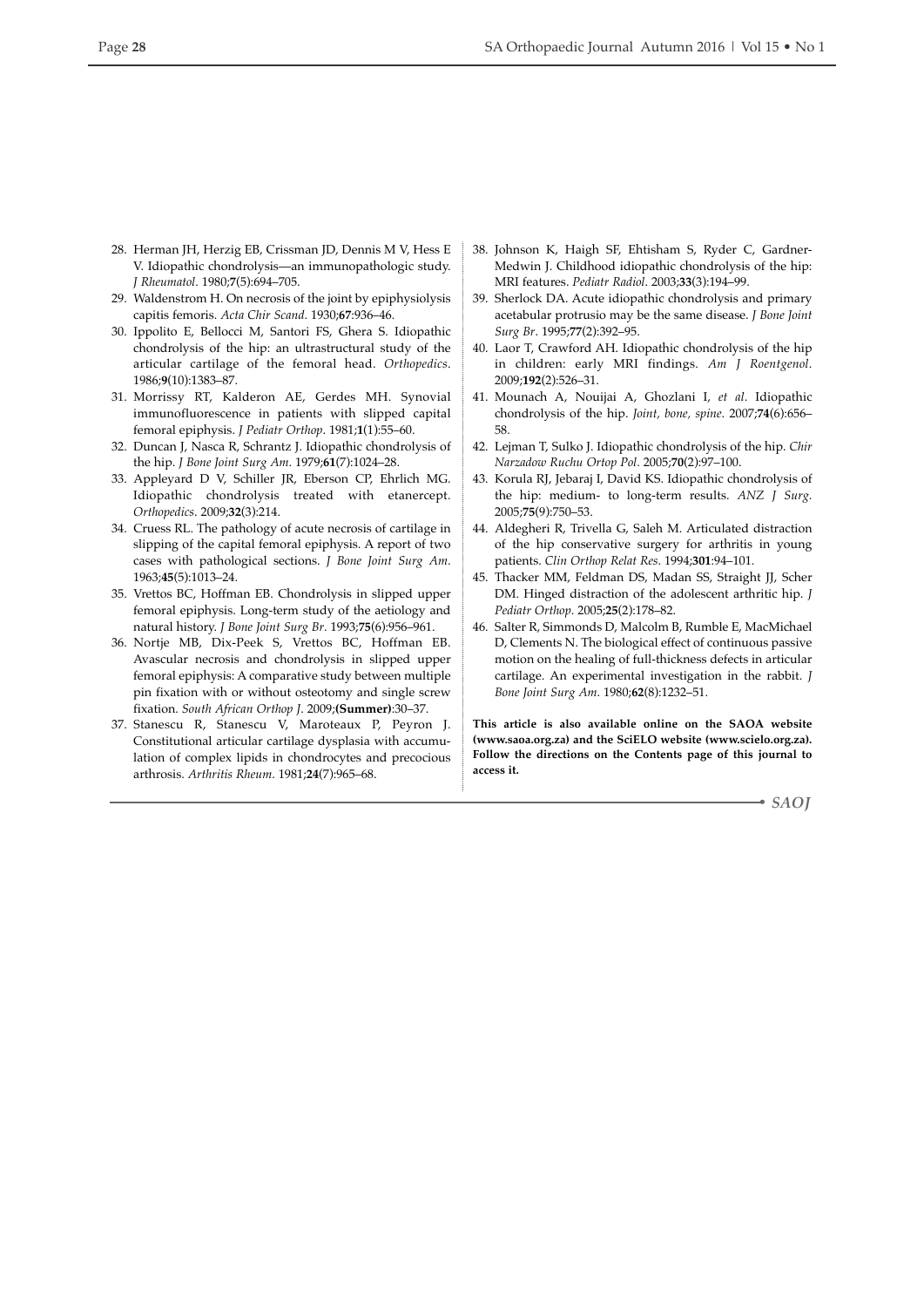28. Herman JH, Herzig EB, Crissman JD, Dennis M V, Hess E V. Idiopathic chondrolysis—an immunopathologic study. *J Rheumatol*. 1980;**7**(5):694–705.
29. Waldenstrom H. On necrosis of the joint by epiphysiolysis capitis femoris. *Acta Chir Scand*. 1930;**67**:936–46.
30. Ippolito E, Bellocci M, Santori FS, Ghera S. Idiopathic chondrolysis of the hip: an ultrastructural study of the articular cartilage of the femoral head. *Orthopedics*. 1986;**9**(10):1383–87.
31. Morrissy RT, Kalderon AE, Gerdes MH. Synovial immunofluorescence in patients with slipped capital femoral epiphysis. *J Pediatr Orthop*. 1981;**1**(1):55–60.
32. Duncan J, Nasca R, Schrantz J. Idiopathic chondrolysis of the hip. *J Bone Joint Surg Am*. 1979;**61**(7):1024–28.
33. Appleyard D V, Schiller JR, Eberson CP, Ehrlich MG. Idiopathic chondrolysis treated with etanercept. *Orthopedics*. 2009;**32**(3):214.
34. Cruess RL. The pathology of acute necrosis of cartilage in slipping of the capital femoral epiphysis. A report of two cases with pathological sections. *J Bone Joint Surg Am*. 1963;**45**(5):1013–24.
35. Vrettos BC, Hoffman EB. Chondrolysis in slipped upper femoral epiphysis. Long-term study of the aetiology and natural history. *J Bone Joint Surg Br*. 1993;**75**(6):956–961.
36. Nortje MB, Dix-Peek S, Vrettos BC, Hoffman EB. Avascular necrosis and chondrolysis in slipped upper femoral epiphysis: A comparative study between multiple pin fixation with or without osteotomy and single screw fixation. *South African Orthop J*. 2009;**(Summer)**:30–37.
37. Stanescu R, Stanescu V, Maroteaux P, Peyron J. Constitutional articular cartilage dysplasia with accumulation of complex lipids in chondrocytes and precocious arthrosis. *Arthritis Rheum*. 1981;**24**(7):965–68.
38. Johnson K, Haigh SF, Ehtisham S, Ryder C, Gardner-Medwin J. Childhood idiopathic chondrolysis of the hip: MRI features. *Pediatr Radiol*. 2003;**33**(3):194–99.
39. Sherlock DA. Acute idiopathic chondrolysis and primary acetabular protrusio may be the same disease. *J Bone Joint Surg Br*. 1995;**77**(2):392–95.
40. Laor T, Crawford AH. Idiopathic chondrolysis of the hip in children: early MRI findings. *Am J Roentgenol*. 2009;**192**(2):526–31.
41. Mounach A, Nouijai A, Ghozlani I, *et al*. Idiopathic chondrolysis of the hip. *Joint, bone, spine*. 2007;**74**(6):656–58.
42. Lejman T, Sulko J. Idiopathic chondrolysis of the hip. *Chir Narzadow Ruchu Ortop Pol*. 2005;**70**(2):97–100.
43. Korula RJ, Jebaraj I, David KS. Idiopathic chondrolysis of the hip: medium- to long-term results. *ANZ J Surg*. 2005;**75**(9):750–53.
44. Aldegheri R, Trivella G, Saleh M. Articulated distraction of the hip conservative surgery for arthritis in young patients. *Clin Orthop Relat Res*. 1994;**301**:94–101.
45. Thacker MM, Feldman DS, Madan SS, Straight JJ, Scher DM. Hinged distraction of the adolescent arthritic hip. *J Pediatr Orthop*. 2005;**25**(2):178–82.
46. Salter R, Simmonds D, Malcolm B, Rumble E, MacMichael D, Clements N. The biological effect of continuous passive motion on the healing of full-thickness defects in articular cartilage. An experimental investigation in the rabbit. *J Bone Joint Surg Am*. 1980;**62**(8):1232–51.

**This article is also available online on the SAOA website (www.saoa.org.za) and the SciELO website (www.scielo.org.za). Follow the directions on the Contents page of this journal to access it.**